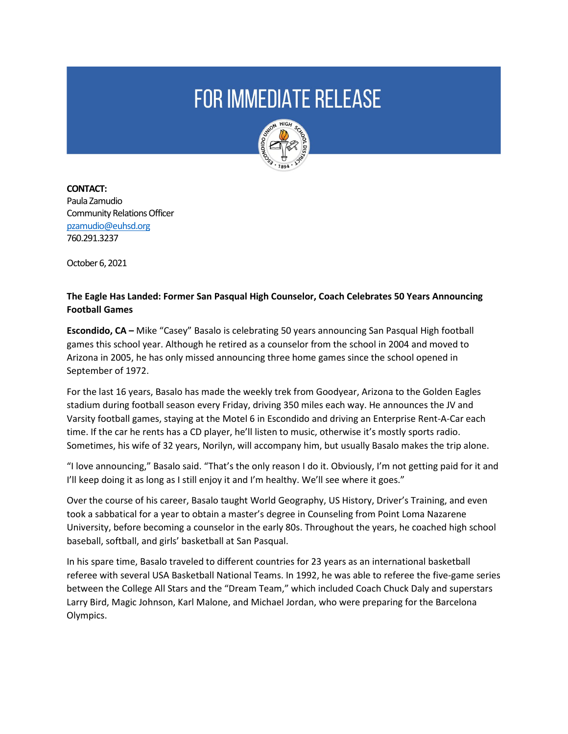# FOR IMMEDIATE RELEASE

**CONTACT:**
Paula Zamudio
Community Relations Officer
pzamudio@euhsd.org
760.291.3237

October 6, 2021

**The Eagle Has Landed: Former San Pasqual High Counselor, Coach Celebrates 50 Years Announcing Football Games**

**Escondido, CA –** Mike "Casey" Basalo is celebrating 50 years announcing San Pasqual High football games this school year. Although he retired as a counselor from the school in 2004 and moved to Arizona in 2005, he has only missed announcing three home games since the school opened in September of 1972.

For the last 16 years, Basalo has made the weekly trek from Goodyear, Arizona to the Golden Eagles stadium during football season every Friday, driving 350 miles each way. He announces the JV and Varsity football games, staying at the Motel 6 in Escondido and driving an Enterprise Rent-A-Car each time. If the car he rents has a CD player, he'll listen to music, otherwise it's mostly sports radio. Sometimes, his wife of 32 years, Norilyn, will accompany him, but usually Basalo makes the trip alone.

"I love announcing," Basalo said. "That's the only reason I do it. Obviously, I'm not getting paid for it and I'll keep doing it as long as I still enjoy it and I'm healthy. We'll see where it goes."

Over the course of his career, Basalo taught World Geography, US History, Driver's Training, and even took a sabbatical for a year to obtain a master's degree in Counseling from Point Loma Nazarene University, before becoming a counselor in the early 80s. Throughout the years, he coached high school baseball, softball, and girls' basketball at San Pasqual.

In his spare time, Basalo traveled to different countries for 23 years as an international basketball referee with several USA Basketball National Teams. In 1992, he was able to referee the five-game series between the College All Stars and the "Dream Team," which included Coach Chuck Daly and superstars Larry Bird, Magic Johnson, Karl Malone, and Michael Jordan, who were preparing for the Barcelona Olympics.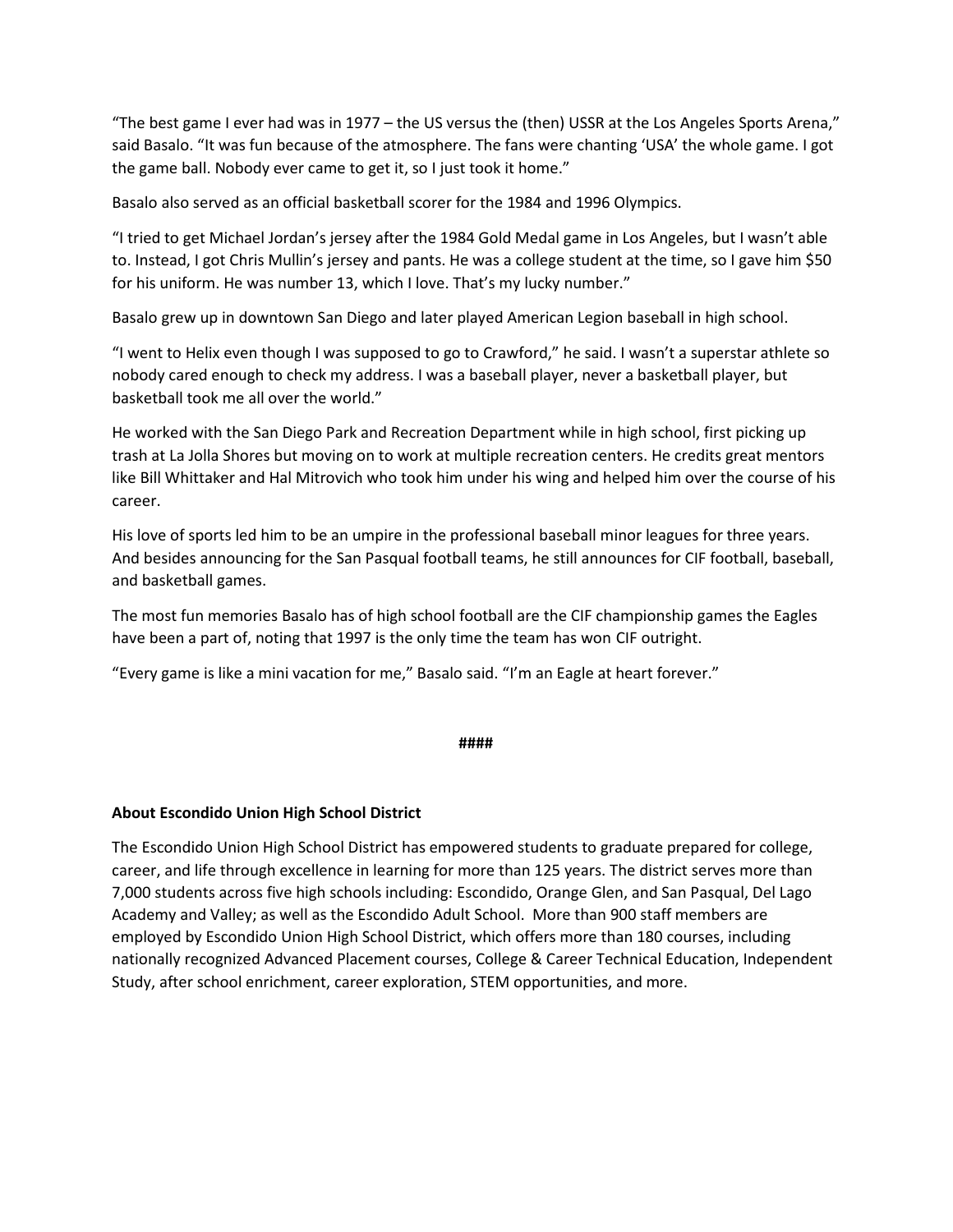"The best game I ever had was in 1977 – the US versus the (then) USSR at the Los Angeles Sports Arena," said Basalo. "It was fun because of the atmosphere. The fans were chanting 'USA' the whole game. I got the game ball. Nobody ever came to get it, so I just took it home."

Basalo also served as an official basketball scorer for the 1984 and 1996 Olympics.

"I tried to get Michael Jordan's jersey after the 1984 Gold Medal game in Los Angeles, but I wasn't able to. Instead, I got Chris Mullin's jersey and pants. He was a college student at the time, so I gave him $50 for his uniform. He was number 13, which I love. That's my lucky number."

Basalo grew up in downtown San Diego and later played American Legion baseball in high school.

"I went to Helix even though I was supposed to go to Crawford," he said. I wasn't a superstar athlete so nobody cared enough to check my address. I was a baseball player, never a basketball player, but basketball took me all over the world."

He worked with the San Diego Park and Recreation Department while in high school, first picking up trash at La Jolla Shores but moving on to work at multiple recreation centers. He credits great mentors like Bill Whittaker and Hal Mitrovich who took him under his wing and helped him over the course of his career.

His love of sports led him to be an umpire in the professional baseball minor leagues for three years. And besides announcing for the San Pasqual football teams, he still announces for CIF football, baseball, and basketball games.

The most fun memories Basalo has of high school football are the CIF championship games the Eagles have been a part of, noting that 1997 is the only time the team has won CIF outright.

"Every game is like a mini vacation for me," Basalo said. "I'm an Eagle at heart forever."

**####**

**About Escondido Union High School District**

The Escondido Union High School District has empowered students to graduate prepared for college, career, and life through excellence in learning for more than 125 years. The district serves more than 7,000 students across five high schools including: Escondido, Orange Glen, and San Pasqual, Del Lago Academy and Valley; as well as the Escondido Adult School. More than 900 staff members are employed by Escondido Union High School District, which offers more than 180 courses, including nationally recognized Advanced Placement courses, College & Career Technical Education, Independent Study, after school enrichment, career exploration, STEM opportunities, and more.